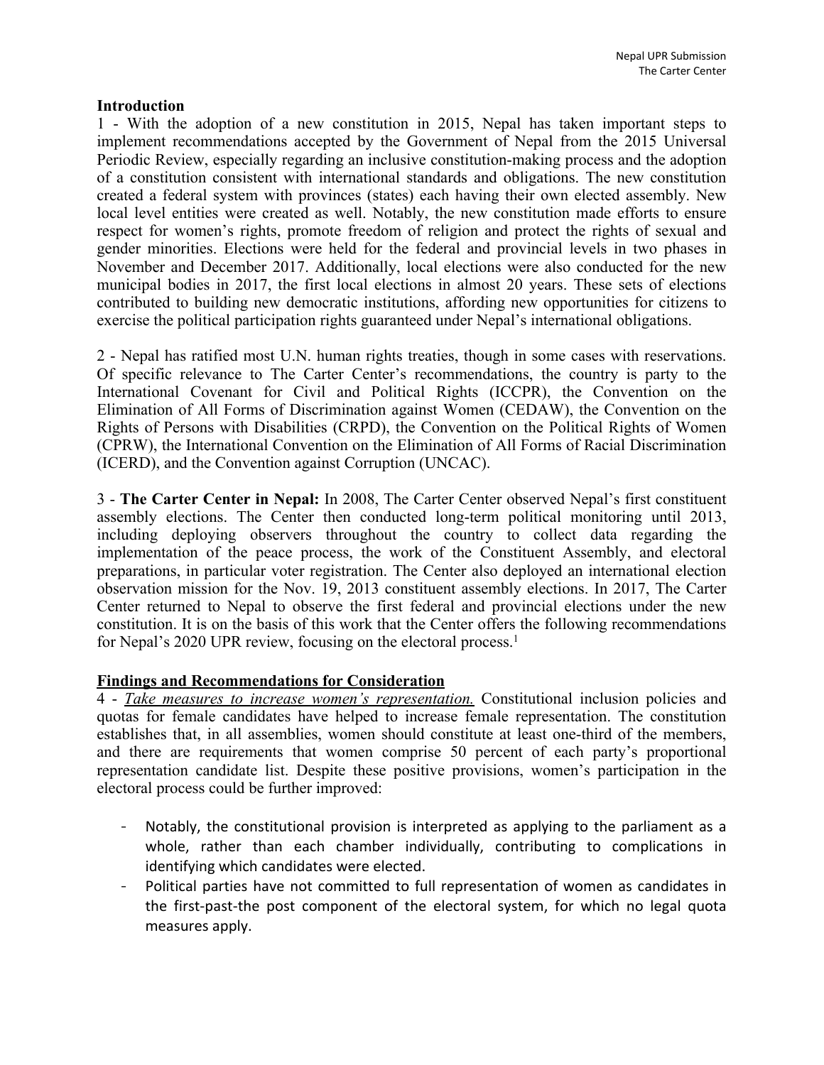## Introduction

1 - With the adoption of a new constitution in 2015, Nepal has taken important steps to implement recommendations accepted by the Government of Nepal from the 2015 Universal Periodic Review, especially regarding an inclusive constitution-making process and the adoption of a constitution consistent with international standards and obligations. The new constitution created a federal system with provinces (states) each having their own elected assembly. New local level entities were created as well. Notably, the new constitution made efforts to ensure respect for women's rights, promote freedom of religion and protect the rights of sexual and gender minorities. Elections were held for the federal and provincial levels in two phases in November and December 2017. Additionally, local elections were also conducted for the new municipal bodies in 2017, the first local elections in almost 20 years. These sets of elections contributed to building new democratic institutions, affording new opportunities for citizens to exercise the political participation rights guaranteed under Nepal's international obligations.

2 - Nepal has ratified most U.N. human rights treaties, though in some cases with reservations. Of specific relevance to The Carter Center's recommendations, the country is party to the International Covenant for Civil and Political Rights (ICCPR), the Convention on the Elimination of All Forms of Discrimination against Women (CEDAW), the Convention on the Rights of Persons with Disabilities (CRPD), the Convention on the Political Rights of Women (CPRW), the International Convention on the Elimination of All Forms of Racial Discrimination (ICERD), and the Convention against Corruption (UNCAC).

3 - **The Carter Center in Nepal:** In 2008, The Carter Center observed Nepal's first constituent assembly elections. The Center then conducted long-term political monitoring until 2013, including deploying observers throughout the country to collect data regarding the implementation of the peace process, the work of the Constituent Assembly, and electoral preparations, in particular voter registration. The Center also deployed an international election observation mission for the Nov. 19, 2013 constituent assembly elections. In 2017, The Carter Center returned to Nepal to observe the first federal and provincial elections under the new constitution. It is on the basis of this work that the Center offers the following recommendations for Nepal's 2020 UPR review, focusing on the electoral process.[1]

## Findings and Recommendations for Consideration

4 - *Take measures to increase women's representation.* Constitutional inclusion policies and quotas for female candidates have helped to increase female representation. The constitution establishes that, in all assemblies, women should constitute at least one-third of the members, and there are requirements that women comprise 50 percent of each party's proportional representation candidate list. Despite these positive provisions, women's participation in the electoral process could be further improved:

- Notably, the constitutional provision is interpreted as applying to the parliament as a whole, rather than each chamber individually, contributing to complications in identifying which candidates were elected.
- Political parties have not committed to full representation of women as candidates in the first-past-the post component of the electoral system, for which no legal quota measures apply.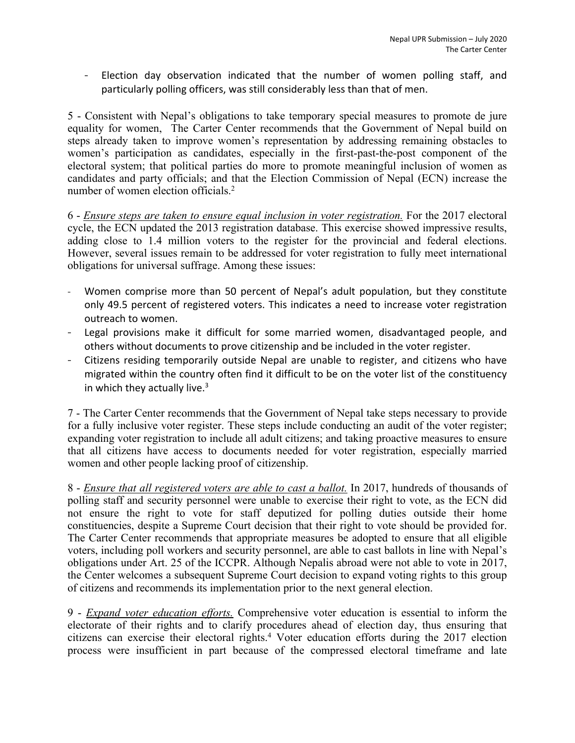- Election day observation indicated that the number of women polling staff, and particularly polling officers, was still considerably less than that of men.

5 - Consistent with Nepal's obligations to take temporary special measures to promote de jure equality for women, The Carter Center recommends that the Government of Nepal build on steps already taken to improve women's representation by addressing remaining obstacles to women's participation as candidates, especially in the first-past-the-post component of the electoral system; that political parties do more to promote meaningful inclusion of women as candidates and party officials; and that the Election Commission of Nepal (ECN) increase the number of women election officials.[2]

6 - *Ensure steps are taken to ensure equal inclusion in voter registration.* For the 2017 electoral cycle, the ECN updated the 2013 registration database. This exercise showed impressive results, adding close to 1.4 million voters to the register for the provincial and federal elections. However, several issues remain to be addressed for voter registration to fully meet international obligations for universal suffrage. Among these issues:

- Women comprise more than 50 percent of Nepal's adult population, but they constitute only 49.5 percent of registered voters. This indicates a need to increase voter registration outreach to women.
- Legal provisions make it difficult for some married women, disadvantaged people, and others without documents to prove citizenship and be included in the voter register.
- Citizens residing temporarily outside Nepal are unable to register, and citizens who have migrated within the country often find it difficult to be on the voter list of the constituency in which they actually live.[3]

7 - The Carter Center recommends that the Government of Nepal take steps necessary to provide for a fully inclusive voter register. These steps include conducting an audit of the voter register; expanding voter registration to include all adult citizens; and taking proactive measures to ensure that all citizens have access to documents needed for voter registration, especially married women and other people lacking proof of citizenship.

8 - *Ensure that all registered voters are able to cast a ballot.* In 2017, hundreds of thousands of polling staff and security personnel were unable to exercise their right to vote, as the ECN did not ensure the right to vote for staff deputized for polling duties outside their home constituencies, despite a Supreme Court decision that their right to vote should be provided for. The Carter Center recommends that appropriate measures be adopted to ensure that all eligible voters, including poll workers and security personnel, are able to cast ballots in line with Nepal's obligations under Art. 25 of the ICCPR. Although Nepalis abroad were not able to vote in 2017, the Center welcomes a subsequent Supreme Court decision to expand voting rights to this group of citizens and recommends its implementation prior to the next general election.

9 - *Expand voter education efforts.* Comprehensive voter education is essential to inform the electorate of their rights and to clarify procedures ahead of election day, thus ensuring that citizens can exercise their electoral rights.[4] Voter education efforts during the 2017 election process were insufficient in part because of the compressed electoral timeframe and late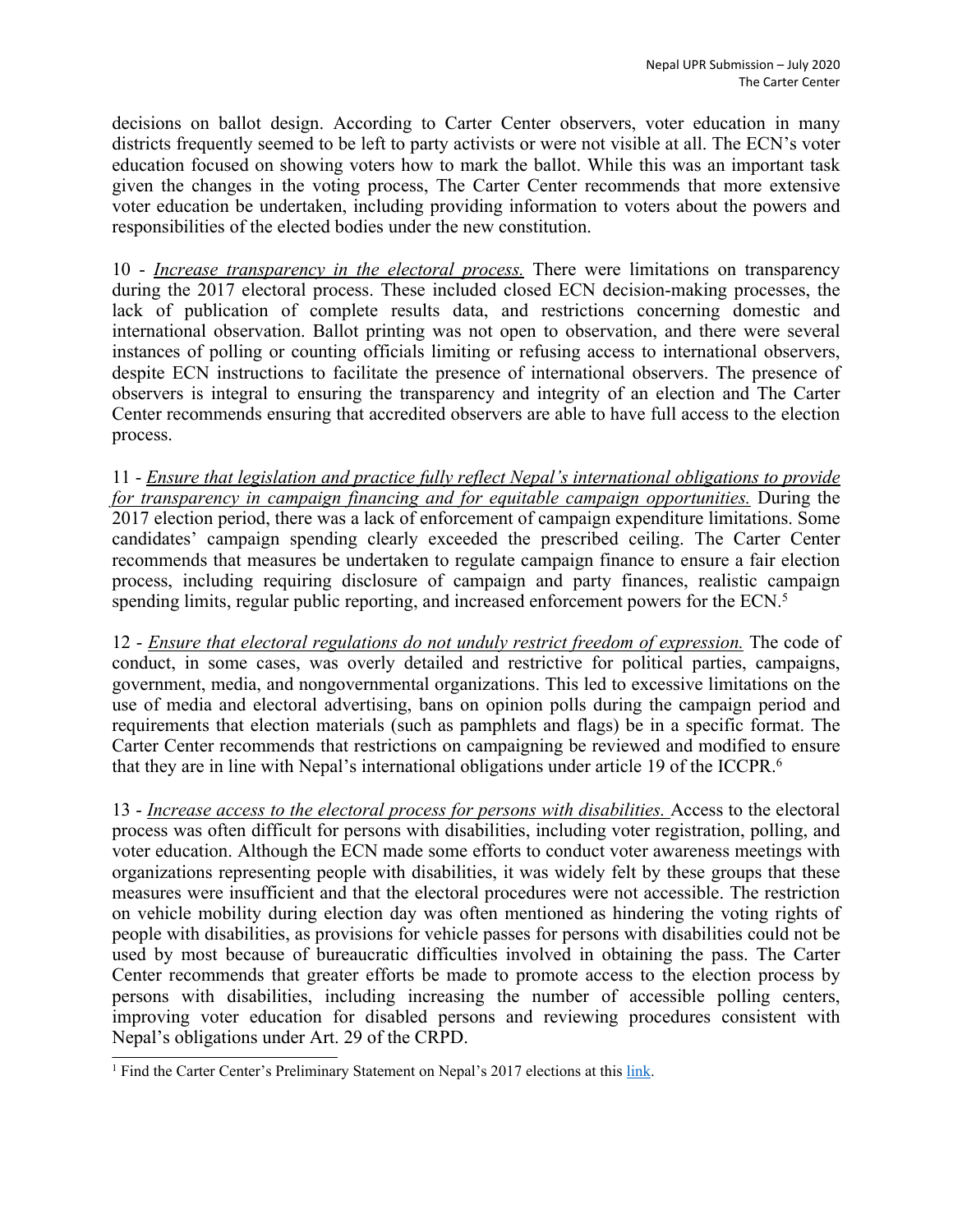decisions on ballot design. According to Carter Center observers, voter education in many districts frequently seemed to be left to party activists or were not visible at all. The ECN's voter education focused on showing voters how to mark the ballot. While this was an important task given the changes in the voting process, The Carter Center recommends that more extensive voter education be undertaken, including providing information to voters about the powers and responsibilities of the elected bodies under the new constitution.

10 - *Increase transparency in the electoral process.* There were limitations on transparency during the 2017 electoral process. These included closed ECN decision-making processes, the lack of publication of complete results data, and restrictions concerning domestic and international observation. Ballot printing was not open to observation, and there were several instances of polling or counting officials limiting or refusing access to international observers, despite ECN instructions to facilitate the presence of international observers. The presence of observers is integral to ensuring the transparency and integrity of an election and The Carter Center recommends ensuring that accredited observers are able to have full access to the election process.

11 - *Ensure that legislation and practice fully reflect Nepal's international obligations to provide for transparency in campaign financing and for equitable campaign opportunities.* During the 2017 election period, there was a lack of enforcement of campaign expenditure limitations. Some candidates' campaign spending clearly exceeded the prescribed ceiling. The Carter Center recommends that measures be undertaken to regulate campaign finance to ensure a fair election process, including requiring disclosure of campaign and party finances, realistic campaign spending limits, regular public reporting, and increased enforcement powers for the ECN.[5]

12 - *Ensure that electoral regulations do not unduly restrict freedom of expression.* The code of conduct, in some cases, was overly detailed and restrictive for political parties, campaigns, government, media, and nongovernmental organizations. This led to excessive limitations on the use of media and electoral advertising, bans on opinion polls during the campaign period and requirements that election materials (such as pamphlets and flags) be in a specific format. The Carter Center recommends that restrictions on campaigning be reviewed and modified to ensure that they are in line with Nepal's international obligations under article 19 of the ICCPR.[6]

13 - *Increase access to the electoral process for persons with disabilities.* Access to the electoral process was often difficult for persons with disabilities, including voter registration, polling, and voter education. Although the ECN made some efforts to conduct voter awareness meetings with organizations representing people with disabilities, it was widely felt by these groups that these measures were insufficient and that the electoral procedures were not accessible. The restriction on vehicle mobility during election day was often mentioned as hindering the voting rights of people with disabilities, as provisions for vehicle passes for persons with disabilities could not be used by most because of bureaucratic difficulties involved in obtaining the pass. The Carter Center recommends that greater efforts be made to promote access to the election process by persons with disabilities, including increasing the number of accessible polling centers, improving voter education for disabled persons and reviewing procedures consistent with Nepal's obligations under Art. 29 of the CRPD.

---

[1] Find the Carter Center's Preliminary Statement on Nepal's 2017 elections at this link.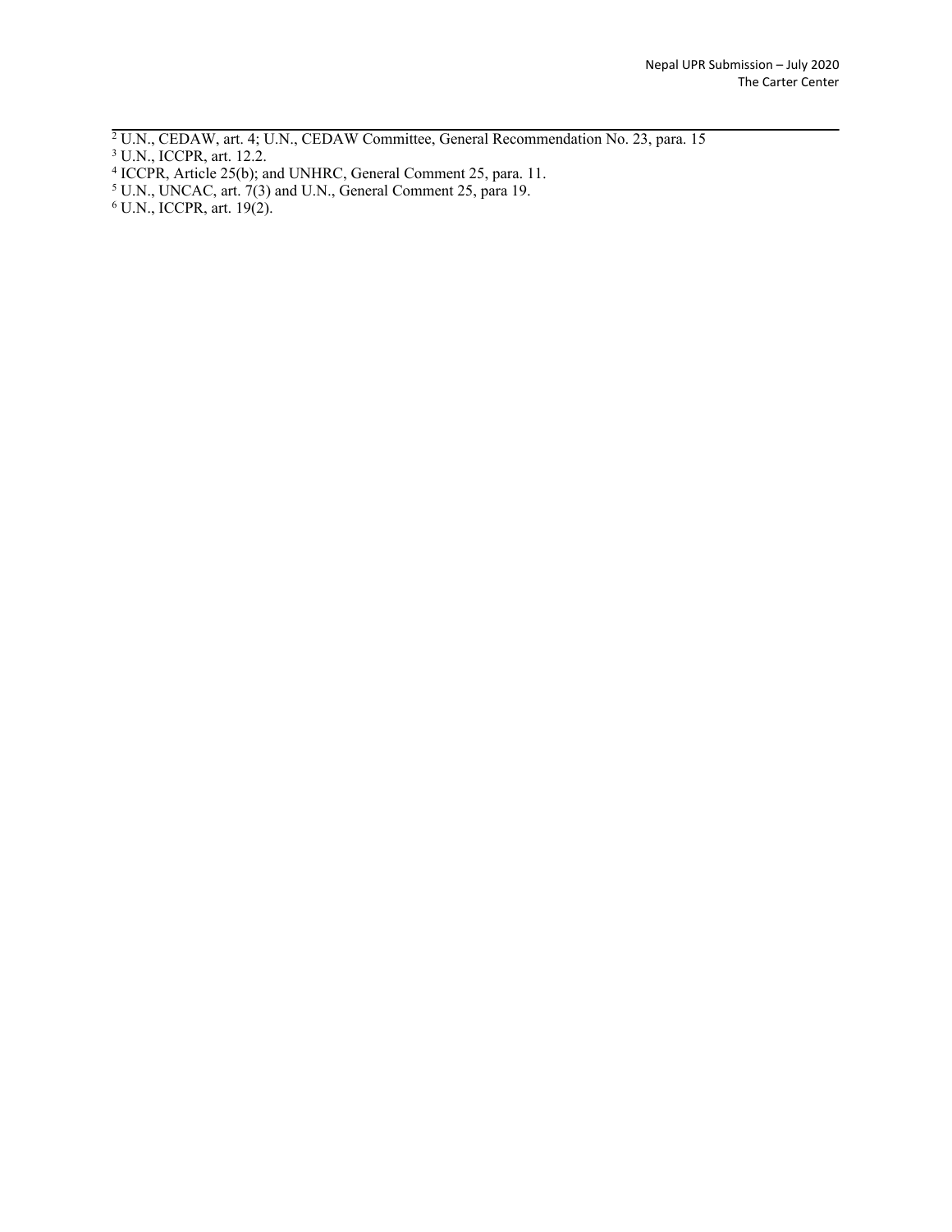[2] U.N., CEDAW, art. 4; U.N., CEDAW Committee, General Recommendation No. 23, para. 15

[3] U.N., ICCPR, art. 12.2.

[4] ICCPR, Article 25(b); and UNHRC, General Comment 25, para. 11.

[5] U.N., UNCAC, art. 7(3) and U.N., General Comment 25, para 19.

[6] U.N., ICCPR, art. 19(2).